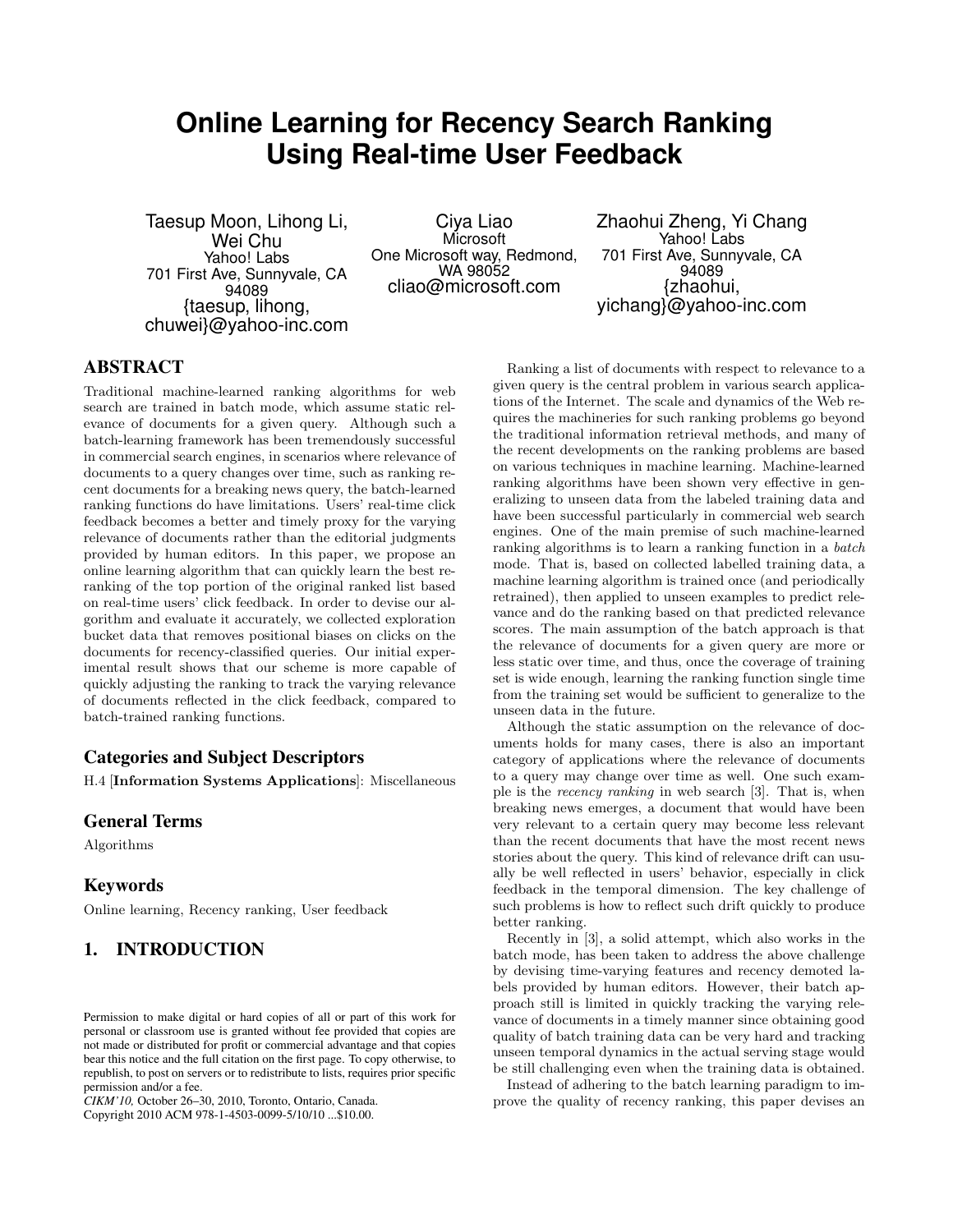# Online Learning for Recency Search Ranking Using Real-time User Feedback

Taesup Moon, Lihong Li, Wei Chu
Yahoo! Labs
701 First Ave, Sunnyvale, CA 94089
{taesup, lihong, chuwei}@yahoo-inc.com

Ciya Liao
Microsoft
One Microsoft way, Redmond, WA 98052
cliao@microsoft.com

Zhaohui Zheng, Yi Chang
Yahoo! Labs
701 First Ave, Sunnyvale, CA 94089
{zhaohui, yichang}@yahoo-inc.com

## ABSTRACT

Traditional machine-learned ranking algorithms for web search are trained in batch mode, which assume static relevance of documents for a given query. Although such a batch-learning framework has been tremendously successful in commercial search engines, in scenarios where relevance of documents to a query changes over time, such as ranking recent documents for a breaking news query, the batch-learned ranking functions do have limitations. Users' real-time click feedback becomes a better and timely proxy for the varying relevance of documents rather than the editorial judgments provided by human editors. In this paper, we propose an online learning algorithm that can quickly learn the best re-ranking of the top portion of the original ranked list based on real-time users' click feedback. In order to devise our algorithm and evaluate it accurately, we collected exploration bucket data that removes positional biases on clicks on the documents for recency-classified queries. Our initial experimental result shows that our scheme is more capable of quickly adjusting the ranking to track the varying relevance of documents reflected in the click feedback, compared to batch-trained ranking functions.

### Categories and Subject Descriptors

H.4 [**Information Systems Applications**]: Miscellaneous

### General Terms

Algorithms

### Keywords

Online learning, Recency ranking, User feedback

## 1. INTRODUCTION

Ranking a list of documents with respect to relevance to a given query is the central problem in various search applications of the Internet. The scale and dynamics of the Web requires the machineries for such ranking problems go beyond the traditional information retrieval methods, and many of the recent developments on the ranking problems are based on various techniques in machine learning. Machine-learned ranking algorithms have been shown very effective in generalizing to unseen data from the labeled training data and have been successful particularly in commercial web search engines. One of the main premise of such machine-learned ranking algorithms is to learn a ranking function in a *batch* mode. That is, based on collected labelled training data, a machine learning algorithm is trained once (and periodically retrained), then applied to unseen examples to predict relevance and do the ranking based on that predicted relevance scores. The main assumption of the batch approach is that the relevance of documents for a given query are more or less static over time, and thus, once the coverage of training set is wide enough, learning the ranking function single time from the training set would be sufficient to generalize to the unseen data in the future.

Although the static assumption on the relevance of documents holds for many cases, there is also an important category of applications where the relevance of documents to a query may change over time as well. One such example is the *recency ranking* in web search [3]. That is, when breaking news emerges, a document that would have been very relevant to a certain query may become less relevant than the recent documents that have the most recent news stories about the query. This kind of relevance drift can usually be well reflected in users' behavior, especially in click feedback in the temporal dimension. The key challenge of such problems is how to reflect such drift quickly to produce better ranking.

Recently in [3], a solid attempt, which also works in the batch mode, has been taken to address the above challenge by devising time-varying features and recency demoted labels provided by human editors. However, their batch approach still is limited in quickly tracking the varying relevance of documents in a timely manner since obtaining good quality of batch training data can be very hard and tracking unseen temporal dynamics in the actual serving stage would be still challenging even when the training data is obtained.

Instead of adhering to the batch learning paradigm to improve the quality of recency ranking, this paper devises an

Permission to make digital or hard copies of all or part of this work for personal or classroom use is granted without fee provided that copies are not made or distributed for profit or commercial advantage and that copies bear this notice and the full citation on the first page. To copy otherwise, to republish, to post on servers or to redistribute to lists, requires prior specific permission and/or a fee.
*CIKM'10,* October 26–30, 2010, Toronto, Ontario, Canada.
Copyright 2010 ACM 978-1-4503-0099-5/10/10 ...$10.00.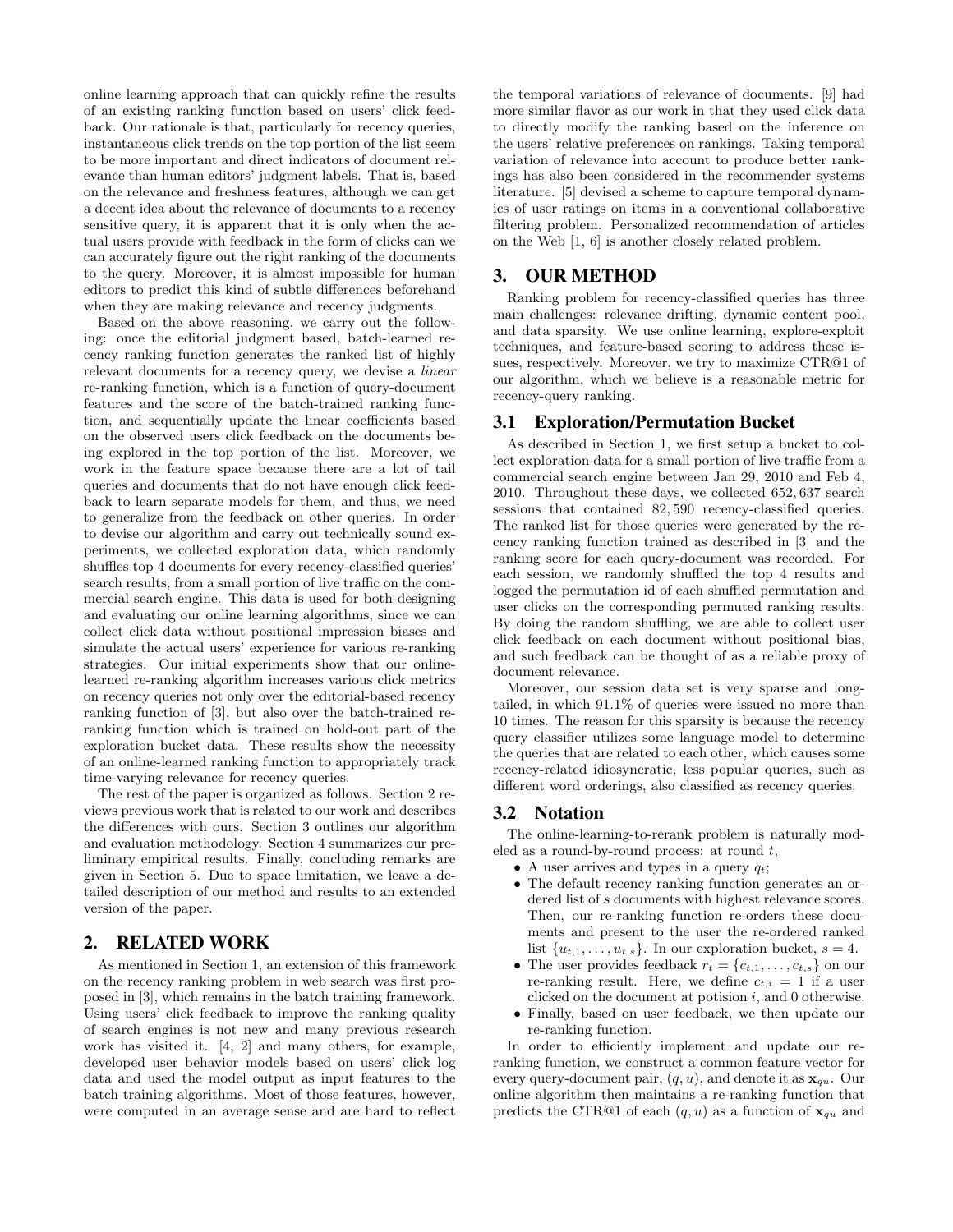online learning approach that can quickly refine the results of an existing ranking function based on users' click feedback. Our rationale is that, particularly for recency queries, instantaneous click trends on the top portion of the list seem to be more important and direct indicators of document relevance than human editors' judgment labels. That is, based on the relevance and freshness features, although we can get a decent idea about the relevance of documents to a recency sensitive query, it is apparent that it is only when the actual users provide with feedback in the form of clicks can we can accurately figure out the right ranking of the documents to the query. Moreover, it is almost impossible for human editors to predict this kind of subtle differences beforehand when they are making relevance and recency judgments.

Based on the above reasoning, we carry out the following: once the editorial judgment based, batch-learned recency ranking function generates the ranked list of highly relevant documents for a recency query, we devise a *linear* re-ranking function, which is a function of query-document features and the score of the batch-trained ranking function, and sequentially update the linear coefficients based on the observed users click feedback on the documents being explored in the top portion of the list. Moreover, we work in the feature space because there are a lot of tail queries and documents that do not have enough click feedback to learn separate models for them, and thus, we need to generalize from the feedback on other queries. In order to devise our algorithm and carry out technically sound experiments, we collected exploration data, which randomly shuffles top 4 documents for every recency-classified queries' search results, from a small portion of live traffic on the commercial search engine. This data is used for both designing and evaluating our online learning algorithms, since we can collect click data without positional impression biases and simulate the actual users' experience for various re-ranking strategies. Our initial experiments show that our online-learned re-ranking algorithm increases various click metrics on recency queries not only over the editorial-based recency ranking function of [3], but also over the batch-trained re-ranking function which is trained on hold-out part of the exploration bucket data. These results show the necessity of an online-learned ranking function to appropriately track time-varying relevance for recency queries.

The rest of the paper is organized as follows. Section 2 reviews previous work that is related to our work and describes the differences with ours. Section 3 outlines our algorithm and evaluation methodology. Section 4 summarizes our preliminary empirical results. Finally, concluding remarks are given in Section 5. Due to space limitation, we leave a detailed description of our method and results to an extended version of the paper.

## 2. RELATED WORK

As mentioned in Section 1, an extension of this framework on the recency ranking problem in web search was first proposed in [3], which remains in the batch training framework. Using users' click feedback to improve the ranking quality of search engines is not new and many previous research work has visited it. [4, 2] and many others, for example, developed user behavior models based on users' click log data and used the model output as input features to the batch training algorithms. Most of those features, however, were computed in an average sense and are hard to reflect the temporal variations of relevance of documents. [9] had more similar flavor as our work in that they used click data to directly modify the ranking based on the inference on the users' relative preferences on rankings. Taking temporal variation of relevance into account to produce better rankings has also been considered in the recommender systems literature. [5] devised a scheme to capture temporal dynamics of user ratings on items in a conventional collaborative filtering problem. Personalized recommendation of articles on the Web [1, 6] is another closely related problem.

## 3. OUR METHOD

Ranking problem for recency-classified queries has three main challenges: relevance drifting, dynamic content pool, and data sparsity. We use online learning, explore-exploit techniques, and feature-based scoring to address these issues, respectively. Moreover, we try to maximize CTR@1 of our algorithm, which we believe is a reasonable metric for recency-query ranking.

### 3.1 Exploration/Permutation Bucket

As described in Section 1, we first setup a bucket to collect exploration data for a small portion of live traffic from a commercial search engine between Jan 29, 2010 and Feb 4, 2010. Throughout these days, we collected 652,637 search sessions that contained 82,590 recency-classified queries. The ranked list for those queries were generated by the recency ranking function trained as described in [3] and the ranking score for each query-document was recorded. For each session, we randomly shuffled the top 4 results and logged the permutation id of each shuffled permutation and user clicks on the corresponding permuted ranking results. By doing the random shuffling, we are able to collect user click feedback on each document without positional bias, and such feedback can be thought of as a reliable proxy of document relevance.

Moreover, our session data set is very sparse and long-tailed, in which 91.1% of queries were issued no more than 10 times. The reason for this sparsity is because the recency query classifier utilizes some language model to determine the queries that are related to each other, which causes some recency-related idiosyncratic, less popular queries, such as different word orderings, also classified as recency queries.

### 3.2 Notation

The online-learning-to-rerank problem is naturally modeled as a round-by-round process: at round $t$,

- A user arrives and types in a query $q_t$;
- The default recency ranking function generates an ordered list of $s$ documents with highest relevance scores. Then, our re-ranking function re-orders these documents and present to the user the re-ordered ranked list $\{u_{t,1}, \ldots, u_{t,s}\}$. In our exploration bucket, $s = 4$.
- The user provides feedback $r_t = \{c_{t,1}, \ldots, c_{t,s}\}$ on our re-ranking result. Here, we define $c_{t,i} = 1$ if a user clicked on the document at potision $i$, and 0 otherwise.
- Finally, based on user feedback, we then update our re-ranking function.

In order to efficiently implement and update our re-ranking function, we construct a common feature vector for every query-document pair, $(q, u)$, and denote it as $\mathbf{x}_{qu}$. Our online algorithm then maintains a re-ranking function that predicts the CTR@1 of each $(q, u)$ as a function of $\mathbf{x}_{qu}$ and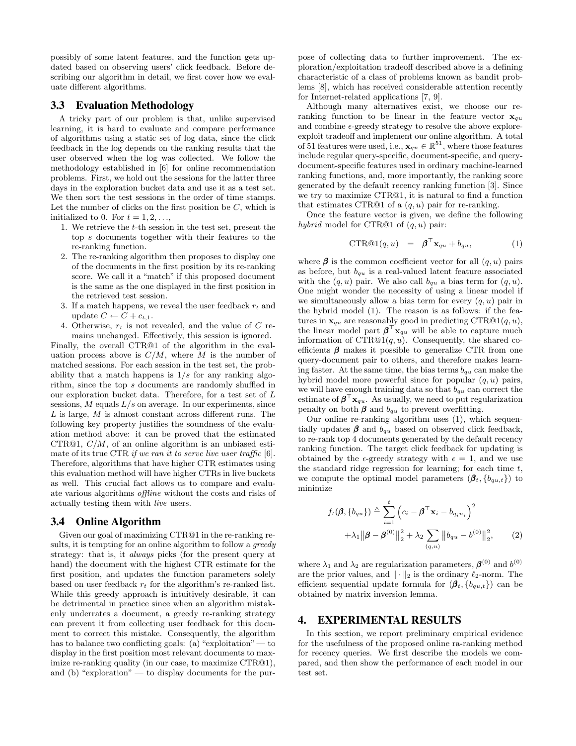possibly of some latent features, and the function gets updated based on observing users' click feedback. Before describing our algorithm in detail, we first cover how we evaluate different algorithms.

### 3.3 Evaluation Methodology

A tricky part of our problem is that, unlike supervised learning, it is hard to evaluate and compare performance of algorithms using a static set of log data, since the click feedback in the log depends on the ranking results that the user observed when the log was collected. We follow the methodology established in [6] for online recommendation problems. First, we hold out the sessions for the latter three days in the exploration bucket data and use it as a test set. We then sort the test sessions in the order of time stamps. Let the number of clicks on the first position be $C$, which is initialized to 0. For $t = 1, 2, \ldots,$

1. We retrieve the $t$-th session in the test set, present the top $s$ documents together with their features to the re-ranking function.
2. The re-ranking algorithm then proposes to display one of the documents in the first position by its re-ranking score. We call it a "match" if this proposed document is the same as the one displayed in the first position in the retrieved test session.
3. If a match happens, we reveal the user feedback $r_t$ and update $C \leftarrow C + c_{t,1}$.
4. Otherwise, $r_t$ is not revealed, and the value of $C$ remains unchanged. Effectively, this session is ignored.

Finally, the overall CTR@1 of the algorithm in the evaluation process above is $C/M$, where $M$ is the number of matched sessions. For each session in the test set, the probability that a match happens is $1/s$ for any ranking algorithm, since the top $s$ documents are randomly shuffled in our exploration bucket data. Therefore, for a test set of $L$ sessions, $M$ equals $L/s$ on average. In our experiments, since $L$ is large, $M$ is almost constant across different runs. The following key property justifies the soundness of the evaluation method above: it can be proved that the estimated CTR@1, $C/M$, of an online algorithm is an unbiased estimate of its true CTR *if we ran it to serve live user traffic* [6]. Therefore, algorithms that have higher CTR estimates using this evaluation method will have higher CTRs in live buckets as well. This crucial fact allows us to compare and evaluate various algorithms *offline* without the costs and risks of actually testing them with *live* users.

### 3.4 Online Algorithm

Given our goal of maximizing CTR@1 in the re-ranking results, it is tempting for an online algorithm to follow a *greedy* strategy: that is, it *always* picks (for the present query at hand) the document with the highest CTR estimate for the first position, and updates the function parameters solely based on user feedback $r_t$ for the algorithm's re-ranked list. While this greedy approach is intuitively desirable, it can be detrimental in practice since when an algorithm mistakenly underrates a document, a greedy re-ranking strategy can prevent it from collecting user feedback for this document to correct this mistake. Consequently, the algorithm has to balance two conflicting goals: (a) "exploitation" — to display in the first position most relevant documents to maximize re-ranking quality (in our case, to maximize CTR@1), and (b) "exploration" — to display documents for the purpose of collecting data to further improvement. The exploration/exploitation tradeoff described above is a defining characteristic of a class of problems known as bandit problems [8], which has received considerable attention recently for Internet-related applications [7, 9].

Although many alternatives exist, we choose our reranking function to be linear in the feature vector $\mathbf{x}_{qu}$ and combine $\epsilon$-greedy strategy to resolve the above explore-exploit tradeoff and implement our online algorithm. A total of 51 features were used, i.e., $\mathbf{x}_{qu} \in \mathbb{R}^{51}$, where those features include regular query-specific, document-specific, and query-document-specific features used in ordinary machine-learned ranking functions, and, more importantly, the ranking score generated by the default recency ranking function [3]. Since we try to maximize CTR@1, it is natural to find a function that estimates CTR@1 of a $(q, u)$ pair for re-ranking.

Once the feature vector is given, we define the following *hybrid* model for CTR@1 of $(q, u)$ pair:

$$\text{CTR@1}(q, u) = \boldsymbol{\beta}^\top \mathbf{x}_{qu} + b_{qu}, \tag{1}$$

where $\boldsymbol{\beta}$ is the common coefficient vector for all $(q, u)$ pairs as before, but $b_{qu}$ is a real-valued latent feature associated with the $(q, u)$ pair. We also call $b_{qu}$ a bias term for $(q, u)$. One might wonder the necessity of using a linear model if we simultaneously allow a bias term for every $(q, u)$ pair in the hybrid model (1). The reason is as follows: if the features in $\mathbf{x}_{qu}$ are reasonably good in predicting CTR@1$(q, u)$, the linear model part $\boldsymbol{\beta}^\top \mathbf{x}_{qu}$ will be able to capture much information of CTR@1$(q, u)$. Consequently, the shared coefficients $\boldsymbol{\beta}$ makes it possible to generalize CTR from one query-document pair to others, and therefore makes learning faster. At the same time, the bias terms $b_{qu}$ can make the hybrid model more powerful since for popular $(q, u)$ pairs, we will have enough training data so that $b_{qu}$ can correct the estimate of $\boldsymbol{\beta}^\top \mathbf{x}_{qu}$. As usually, we need to put regularization penalty on both $\boldsymbol{\beta}$ and $b_{qu}$ to prevent overfitting.

Our online re-ranking algorithm uses (1), which sequentially updates $\boldsymbol{\beta}$ and $b_{qu}$ based on observed click feedback, to re-rank top 4 documents generated by the default recency ranking function. The target click feedback for updating is obtained by the $\epsilon$-greedy strategy with $\epsilon = 1$, and we use the standard ridge regression for learning; for each time $t$, we compute the optimal model parameters $(\boldsymbol{\beta}_t, \{b_{qu,t}\})$ to minimize

$$\begin{aligned} f_t(\boldsymbol{\beta}, \{b_{qu}\}) \triangleq & \sum_{i=1}^{t} \left( c_i - \boldsymbol{\beta}^\top \mathbf{x}_i - b_{q_i u_i} \right)^2 \\ & + \lambda_1 \left\| \boldsymbol{\beta} - \boldsymbol{\beta}^{(0)} \right\|_2^2 + \lambda_2 \sum_{(q,u)} \left\| b_{qu} - b^{(0)} \right\|_2^2, \end{aligned} \tag{2}$$

where $\lambda_1$ and $\lambda_2$ are regularization parameters, $\boldsymbol{\beta}^{(0)}$ and $b^{(0)}$ are the prior values, and $\| \cdot \|_2$ is the ordinary $\ell_2$-norm. The efficient sequential update formula for $(\boldsymbol{\beta}_t, \{b_{qu,t}\})$ can be obtained by matrix inversion lemma.

## 4. EXPERIMENTAL RESULTS

In this section, we report preliminary empirical evidence for the usefulness of the proposed online ra-ranking method for recency queries. We first describe the models we compared, and then show the performance of each model in our test set.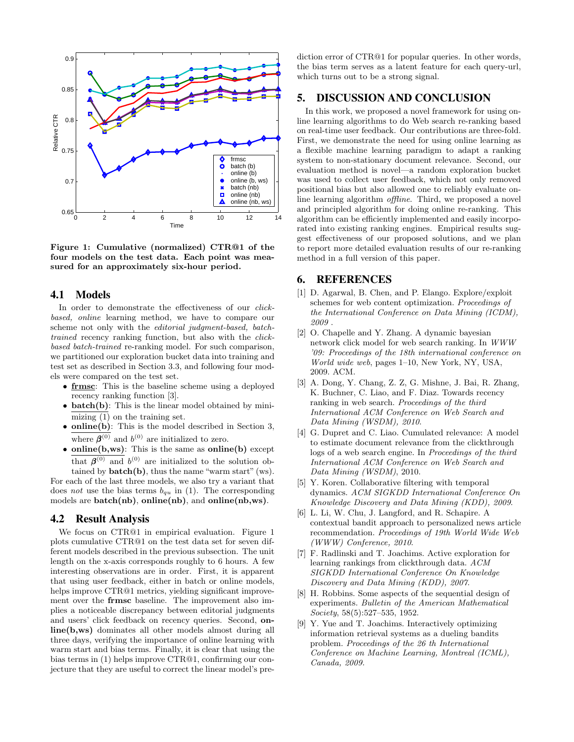0.9
0.85
0.8
0.75
0.7
0.65
Relative CTR
0
2
4
6
8
10
12
14
Time
frmsc
batch (b)
online (b)
online (b, ws)
batch (nb)
online (nb)
online (nb, ws)

**Figure 1: Cumulative (normalized) CTR@1 of the four models on the test data. Each point was measured for an approximately six-hour period.**

### 4.1 Models

In order to demonstrate the effectiveness of our *click-based, online* learning method, we have to compare our scheme not only with the *editorial judgment-based, batch-trained* recency ranking function, but also with the *click-based batch-trained* re-ranking model. For such comparison, we partitioned our exploration bucket data into training and test set as described in Section 3.3, and following four models were compared on the test set.

- **frmsc**: This is the baseline scheme using a deployed recency ranking function [3].
- **batch(b)**: This is the linear model obtained by minimizing (1) on the training set.
- **online(b)**: This is the model described in Section 3, where $\boldsymbol{\beta}^{(0)}$ and $b^{(0)}$ are initialized to zero.
- **online(b,ws)**: This is the same as **online(b)** except that $\boldsymbol{\beta}^{(0)}$ and $b^{(0)}$ are initialized to the solution obtained by **batch(b)**, thus the name "warm start" (ws).

For each of the last three models, we also try a variant that does *not* use the bias terms $b_{qu}$ in (1). The corresponding models are **batch(nb)**, **online(nb)**, and **online(nb,ws)**.

### 4.2 Result Analysis

We focus on CTR@1 in empirical evaluation. Figure 1 plots cumulative CTR@1 on the test data set for seven different models described in the previous subsection. The unit length on the x-axis corresponds roughly to 6 hours. A few interesting observations are in order. First, it is apparent that using user feedback, either in batch or online models, helps improve CTR@1 metrics, yielding significant improvement over the **frmsc** baseline. The improvement also implies a noticeable discrepancy between editorial judgments and users' click feedback on recency queries. Second, **online(b,ws)** dominates all other models almost during all three days, verifying the importance of online learning with warm start and bias terms. Finally, it is clear that using the bias terms in (1) helps improve CTR@1, confirming our conjecture that they are useful to correct the linear model's prediction error of CTR@1 for popular queries. In other words, the bias term serves as a latent feature for each query-url, which turns out to be a strong signal.

## 5. DISCUSSION AND CONCLUSION

In this work, we proposed a novel framework for using online learning algorithms to do Web search re-ranking based on real-time user feedback. Our contributions are three-fold. First, we demonstrate the need for using online learning as a flexible machine learning paradigm to adapt a ranking system to non-stationary document relevance. Second, our evaluation method is novel—a random exploration bucket was used to collect user feedback, which not only removed positional bias but also allowed one to reliably evaluate online learning algorithm *offline*. Third, we proposed a novel and principled algorithm for doing online re-ranking. This algorithm can be efficiently implemented and easily incorporated into existing ranking engines. Empirical results suggest effectiveness of our proposed solutions, and we plan to report more detailed evaluation results of our re-ranking method in a full version of this paper.

## 6. REFERENCES

[1] D. Agarwal, B. Chen, and P. Elango. Explore/exploit schemes for web content optimization. *Proceedings of the International Conference on Data Mining (ICDM), 2009* .

[2] O. Chapelle and Y. Zhang. A dynamic bayesian network click model for web search ranking. In *WWW '09: Proceedings of the 18th international conference on World wide web*, pages 1–10, New York, NY, USA, 2009. ACM.

[3] A. Dong, Y. Chang, Z. Z, G. Mishne, J. Bai, R. Zhang, K. Buchner, C. Liao, and F. Diaz. Towards recency ranking in web search. *Proceedings of the third International ACM Conference on Web Search and Data Mining (WSDM), 2010*.

[4] G. Dupret and C. Liao. Cumulated relevance: A model to estimate document relevance from the clickthrough logs of a web search engine. In *Proceedings of the third International ACM Conference on Web Search and Data Mining (WSDM)*, 2010.

[5] Y. Koren. Collaborative filtering with temporal dynamics. *ACM SIGKDD International Conference On Knowledge Discovery and Data Mining (KDD), 2009*.

[6] L. Li, W. Chu, J. Langford, and R. Schapire. A contextual bandit approach to personalized news article recommendation. *Proceedings of 19th World Wide Web (WWW) Conference, 2010*.

[7] F. Radlinski and T. Joachims. Active exploration for learning rankings from clickthrough data. *ACM SIGKDD International Conference On Knowledge Discovery and Data Mining (KDD), 2007*.

[8] H. Robbins. Some aspects of the sequential design of experiments. *Bulletin of the American Mathematical Society*, 58(5):527–535, 1952.

[9] Y. Yue and T. Joachims. Interactively optimizing information retrieval systems as a dueling bandits problem. *Proceedings of the 26 th International Conference on Machine Learning, Montreal (ICML), Canada, 2009.*